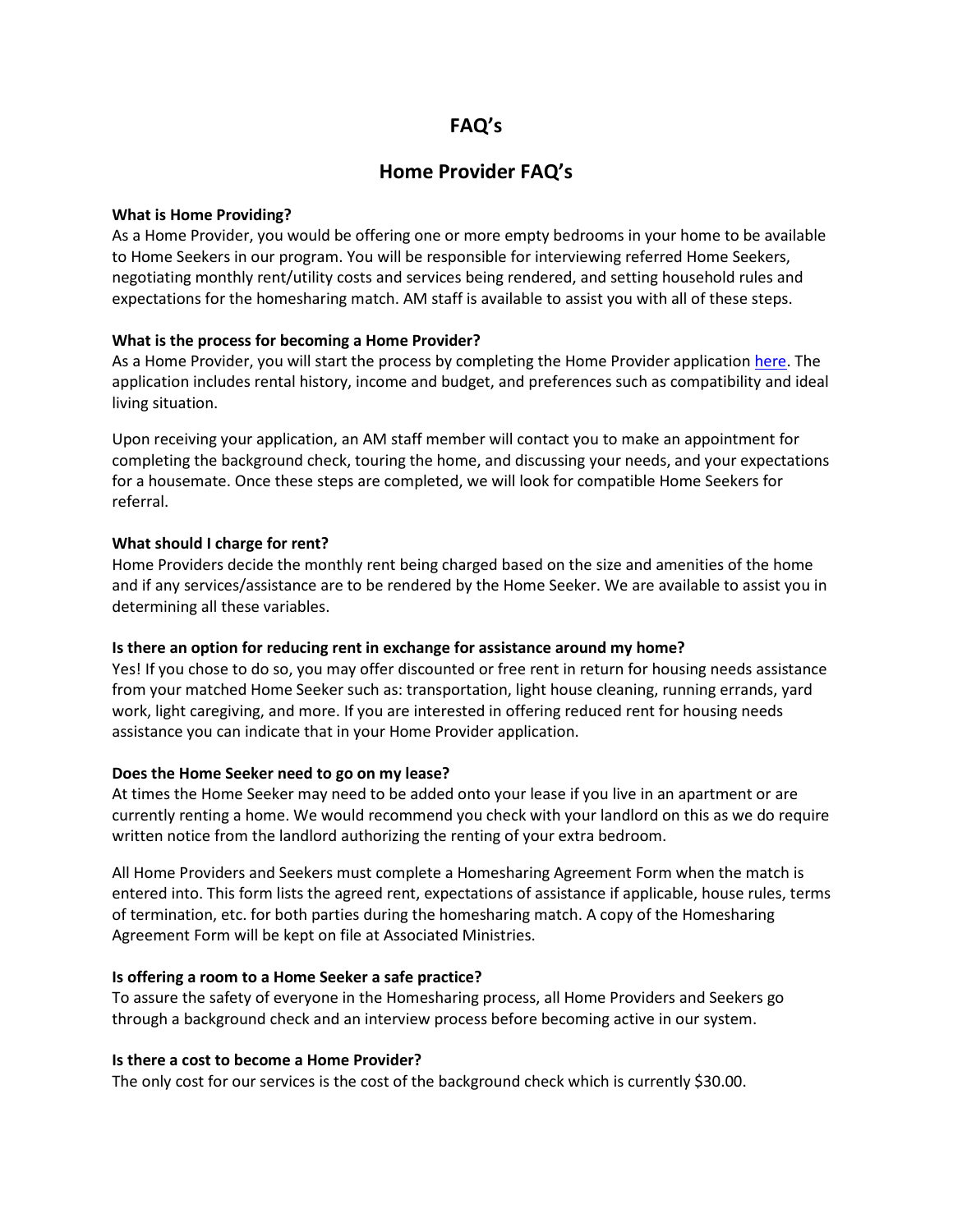# FAQ's

## Home Provider FAQ's

**What is Home Providing?**

As a Home Provider, you would be offering one or more empty bedrooms in your home to be available to Home Seekers in our program. You will be responsible for interviewing referred Home Seekers, negotiating monthly rent/utility costs and services being rendered, and setting household rules and expectations for the homesharing match. AM staff is available to assist you with all of these steps.

**What is the process for becoming a Home Provider?**

As a Home Provider, you will start the process by completing the Home Provider application here. The application includes rental history, income and budget, and preferences such as compatibility and ideal living situation.

Upon receiving your application, an AM staff member will contact you to make an appointment for completing the background check, touring the home, and discussing your needs, and your expectations for a housemate. Once these steps are completed, we will look for compatible Home Seekers for referral.

**What should I charge for rent?**

Home Providers decide the monthly rent being charged based on the size and amenities of the home and if any services/assistance are to be rendered by the Home Seeker. We are available to assist you in determining all these variables.

**Is there an option for reducing rent in exchange for assistance around my home?**

Yes! If you chose to do so, you may offer discounted or free rent in return for housing needs assistance from your matched Home Seeker such as: transportation, light house cleaning, running errands, yard work, light caregiving, and more. If you are interested in offering reduced rent for housing needs assistance you can indicate that in your Home Provider application.

**Does the Home Seeker need to go on my lease?**

At times the Home Seeker may need to be added onto your lease if you live in an apartment or are currently renting a home. We would recommend you check with your landlord on this as we do require written notice from the landlord authorizing the renting of your extra bedroom.

All Home Providers and Seekers must complete a Homesharing Agreement Form when the match is entered into. This form lists the agreed rent, expectations of assistance if applicable, house rules, terms of termination, etc. for both parties during the homesharing match. A copy of the Homesharing Agreement Form will be kept on file at Associated Ministries.

**Is offering a room to a Home Seeker a safe practice?**

To assure the safety of everyone in the Homesharing process, all Home Providers and Seekers go through a background check and an interview process before becoming active in our system.

**Is there a cost to become a Home Provider?**

The only cost for our services is the cost of the background check which is currently $30.00.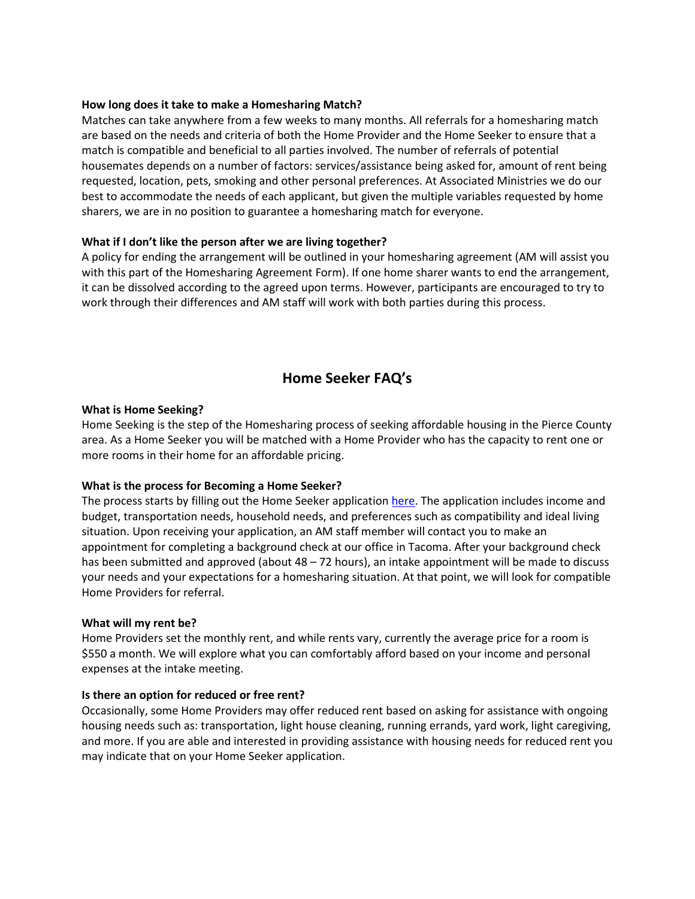**How long does it take to make a Homesharing Match?**
Matches can take anywhere from a few weeks to many months. All referrals for a homesharing match are based on the needs and criteria of both the Home Provider and the Home Seeker to ensure that a match is compatible and beneficial to all parties involved. The number of referrals of potential housemates depends on a number of factors: services/assistance being asked for, amount of rent being requested, location, pets, smoking and other personal preferences. At Associated Ministries we do our best to accommodate the needs of each applicant, but given the multiple variables requested by home sharers, we are in no position to guarantee a homesharing match for everyone.

**What if I don't like the person after we are living together?**
A policy for ending the arrangement will be outlined in your homesharing agreement (AM will assist you with this part of the Homesharing Agreement Form). If one home sharer wants to end the arrangement, it can be dissolved according to the agreed upon terms. However, participants are encouraged to try to work through their differences and AM staff will work with both parties during this process.

## Home Seeker FAQ's

**What is Home Seeking?**
Home Seeking is the step of the Homesharing process of seeking affordable housing in the Pierce County area. As a Home Seeker you will be matched with a Home Provider who has the capacity to rent one or more rooms in their home for an affordable pricing.

**What is the process for Becoming a Home Seeker?**
The process starts by filling out the Home Seeker application here. The application includes income and budget, transportation needs, household needs, and preferences such as compatibility and ideal living situation. Upon receiving your application, an AM staff member will contact you to make an appointment for completing a background check at our office in Tacoma. After your background check has been submitted and approved (about 48 – 72 hours), an intake appointment will be made to discuss your needs and your expectations for a homesharing situation. At that point, we will look for compatible Home Providers for referral.

**What will my rent be?**
Home Providers set the monthly rent, and while rents vary, currently the average price for a room is $550 a month. We will explore what you can comfortably afford based on your income and personal expenses at the intake meeting.

**Is there an option for reduced or free rent?**
Occasionally, some Home Providers may offer reduced rent based on asking for assistance with ongoing housing needs such as: transportation, light house cleaning, running errands, yard work, light caregiving, and more. If you are able and interested in providing assistance with housing needs for reduced rent you may indicate that on your Home Seeker application.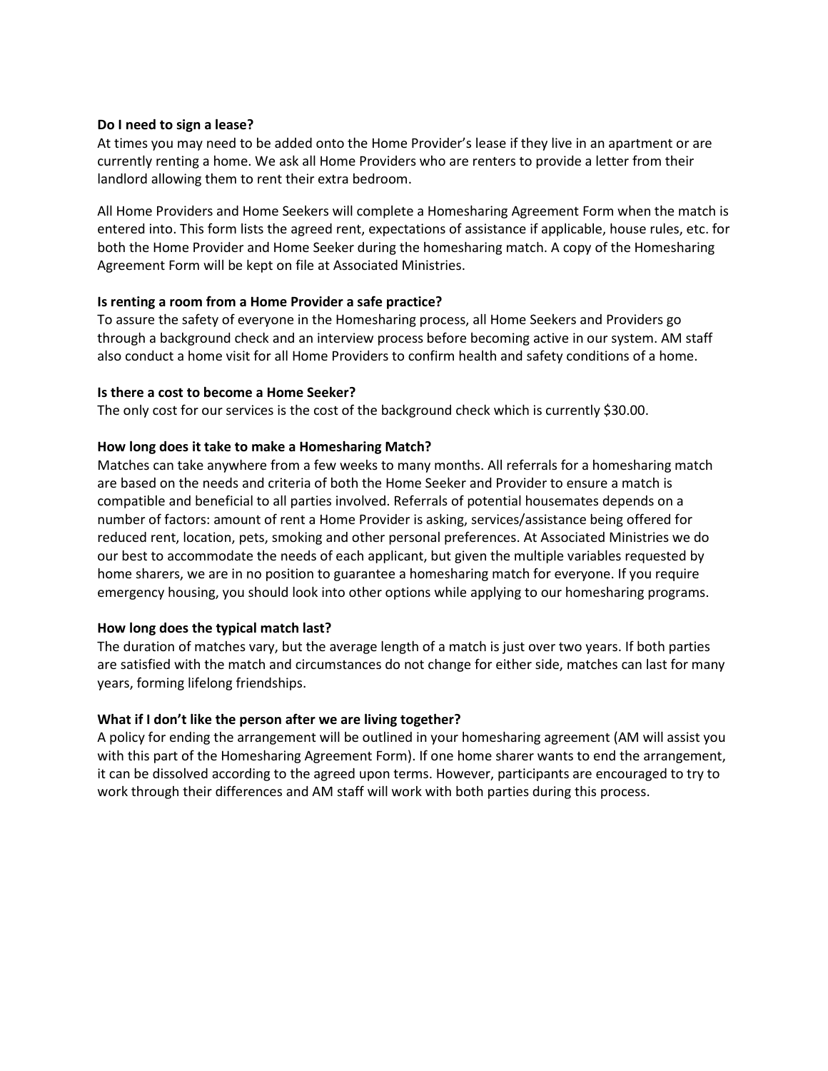**Do I need to sign a lease?**

At times you may need to be added onto the Home Provider's lease if they live in an apartment or are currently renting a home. We ask all Home Providers who are renters to provide a letter from their landlord allowing them to rent their extra bedroom.

All Home Providers and Home Seekers will complete a Homesharing Agreement Form when the match is entered into. This form lists the agreed rent, expectations of assistance if applicable, house rules, etc. for both the Home Provider and Home Seeker during the homesharing match. A copy of the Homesharing Agreement Form will be kept on file at Associated Ministries.

**Is renting a room from a Home Provider a safe practice?**

To assure the safety of everyone in the Homesharing process, all Home Seekers and Providers go through a background check and an interview process before becoming active in our system. AM staff also conduct a home visit for all Home Providers to confirm health and safety conditions of a home.

**Is there a cost to become a Home Seeker?**

The only cost for our services is the cost of the background check which is currently $30.00.

**How long does it take to make a Homesharing Match?**

Matches can take anywhere from a few weeks to many months. All referrals for a homesharing match are based on the needs and criteria of both the Home Seeker and Provider to ensure a match is compatible and beneficial to all parties involved. Referrals of potential housemates depends on a number of factors: amount of rent a Home Provider is asking, services/assistance being offered for reduced rent, location, pets, smoking and other personal preferences. At Associated Ministries we do our best to accommodate the needs of each applicant, but given the multiple variables requested by home sharers, we are in no position to guarantee a homesharing match for everyone. If you require emergency housing, you should look into other options while applying to our homesharing programs.

**How long does the typical match last?**

The duration of matches vary, but the average length of a match is just over two years. If both parties are satisfied with the match and circumstances do not change for either side, matches can last for many years, forming lifelong friendships.

**What if I don't like the person after we are living together?**

A policy for ending the arrangement will be outlined in your homesharing agreement (AM will assist you with this part of the Homesharing Agreement Form). If one home sharer wants to end the arrangement, it can be dissolved according to the agreed upon terms. However, participants are encouraged to try to work through their differences and AM staff will work with both parties during this process.